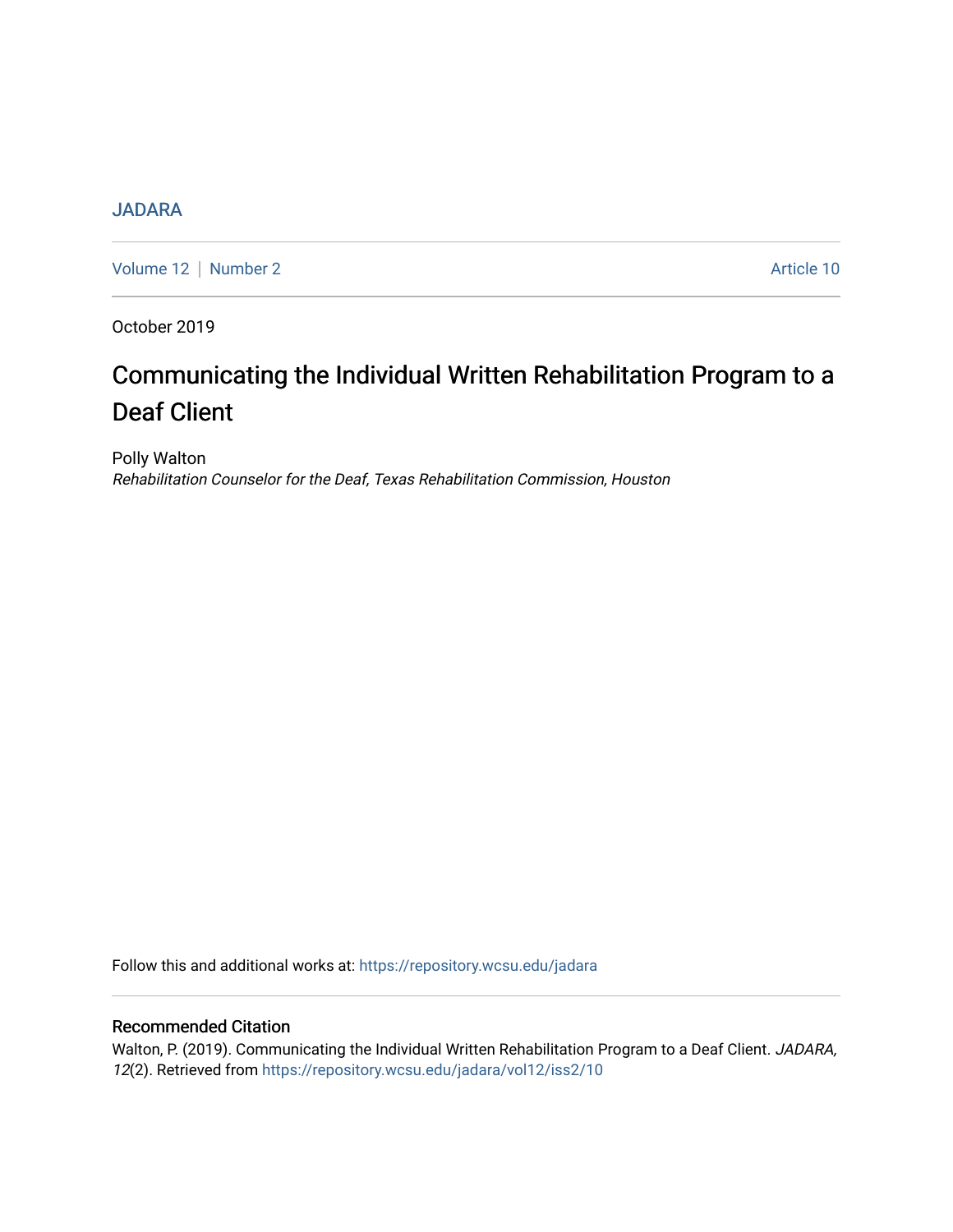JADARA

Volume 12 | Number 2 Article 10

October 2019

# Communicating the Individual Written Rehabilitation Program to a Deaf Client

Polly Walton
*Rehabilitation Counselor for the Deaf, Texas Rehabilitation Commission, Houston*

Follow this and additional works at: https://repository.wcsu.edu/jadara

## Recommended Citation

Walton, P. (2019). Communicating the Individual Written Rehabilitation Program to a Deaf Client. *JADARA, 12*(2). Retrieved from https://repository.wcsu.edu/jadara/vol12/iss2/10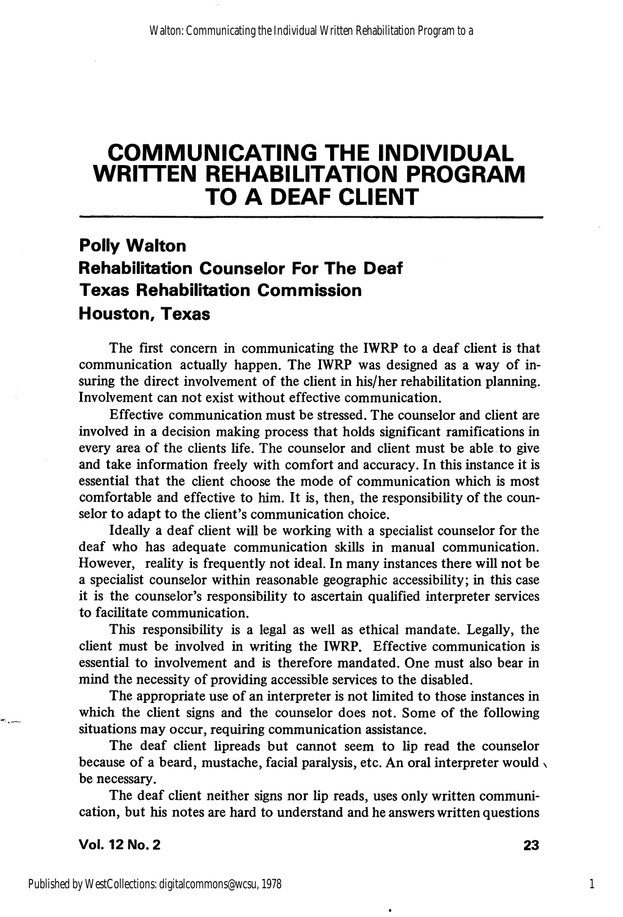# COMMUNICATING THE INDIVIDUAL WRITTEN REHABILITATION PROGRAM TO A DEAF CLIENT

**Polly Walton**
**Rehabilitation Counselor For The Deaf**
**Texas Rehabilitation Commission**
**Houston, Texas**

The first concern in communicating the IWRP to a deaf client is that communication actually happen. The IWRP was designed as a way of insuring the direct involvement of the client in his/her rehabilitation planning. Involvement can not exist without effective communication.

Effective communication must be stressed. The counselor and client are involved in a decision making process that holds significant ramifications in every area of the clients life. The counselor and client must be able to give and take information freely with comfort and accuracy. In this instance it is essential that the client choose the mode of communication which is most comfortable and effective to him. It is, then, the responsibility of the counselor to adapt to the client's communication choice.

Ideally a deaf client will be working with a specialist counselor for the deaf who has adequate communication skills in manual communication. However, reality is frequently not ideal. In many instances there will not be a specialist counselor within reasonable geographic accessibility; in this case it is the counselor's responsibility to ascertain qualified interpreter services to facilitate communication.

This responsibility is a legal as well as ethical mandate. Legally, the client must be involved in writing the IWRP. Effective communication is essential to involvement and is therefore mandated. One must also bear in mind the necessity of providing accessible services to the disabled.

The appropriate use of an interpreter is not limited to those instances in which the client signs and the counselor does not. Some of the following situations may occur, requiring communication assistance.

The deaf client lipreads but cannot seem to lip read the counselor because of a beard, mustache, facial paralysis, etc. An oral interpreter would be necessary.

The deaf client neither signs nor lip reads, uses only written communication, but his notes are hard to understand and he answers written questions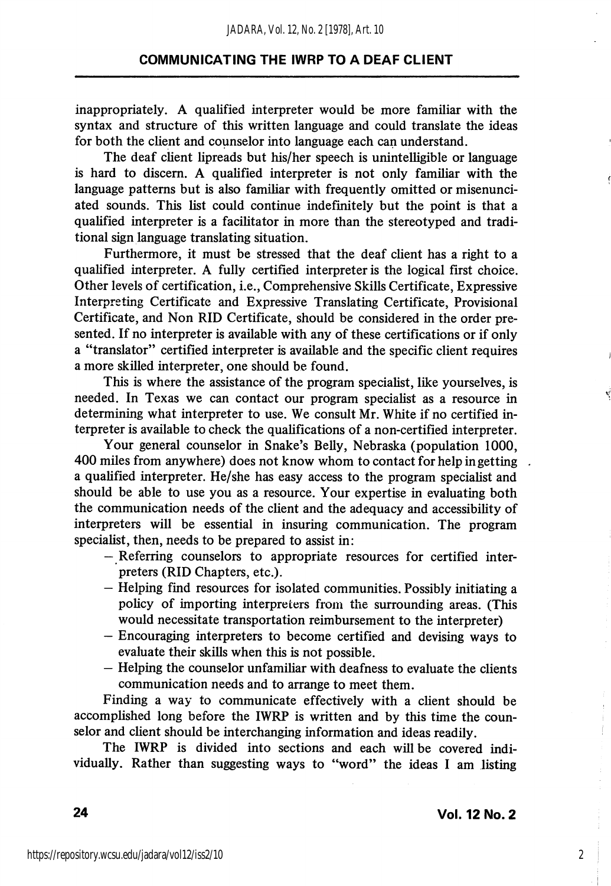inappropriately. A qualified interpreter would be more familiar with the syntax and structure of this written language and could translate the ideas for both the client and counselor into language each can understand.

The deaf client lipreads but his/her speech is unintelligible or language is hard to discern. A qualified interpreter is not only familiar with the language patterns but is also familiar with frequently omitted or misenunciated sounds. This list could continue indefinitely but the point is that a qualified interpreter is a facilitator in more than the stereotyped and traditional sign language translating situation.

Furthermore, it must be stressed that the deaf client has a right to a qualified interpreter. A fully certified interpreter is the logical first choice. Other levels of certification, i.e., Comprehensive Skills Certificate, Expressive Interpreting Certificate and Expressive Translating Certificate, Provisional Certificate, and Non RID Certificate, should be considered in the order presented. If no interpreter is available with any of these certifications or if only a "translator" certified interpreter is available and the specific client requires a more skilled interpreter, one should be found.

This is where the assistance of the program specialist, like yourselves, is needed. In Texas we can contact our program specialist as a resource in determining what interpreter to use. We consult Mr. White if no certified interpreter is available to check the qualifications of a non-certified interpreter.

Your general counselor in Snake's Belly, Nebraska (population 1000, 400 miles from anywhere) does not know whom to contact for help in getting a qualified interpreter. He/she has easy access to the program specialist and should be able to use you as a resource. Your expertise in evaluating both the communication needs of the client and the adequacy and accessibility of interpreters will be essential in insuring communication. The program specialist, then, needs to be prepared to assist in:

- Referring counselors to appropriate resources for certified interpreters (RID Chapters, etc.).
- Helping find resources for isolated communities. Possibly initiating a policy of importing interpreters from the surrounding areas. (This would necessitate transportation reimbursement to the interpreter)
- Encouraging interpreters to become certified and devising ways to evaluate their skills when this is not possible.
- Helping the counselor unfamiliar with deafness to evaluate the clients communication needs and to arrange to meet them.

Finding a way to communicate effectively with a client should be accomplished long before the IWRP is written and by this time the counselor and client should be interchanging information and ideas readily.

The IWRP is divided into sections and each will be covered individually. Rather than suggesting ways to "word" the ideas I am listing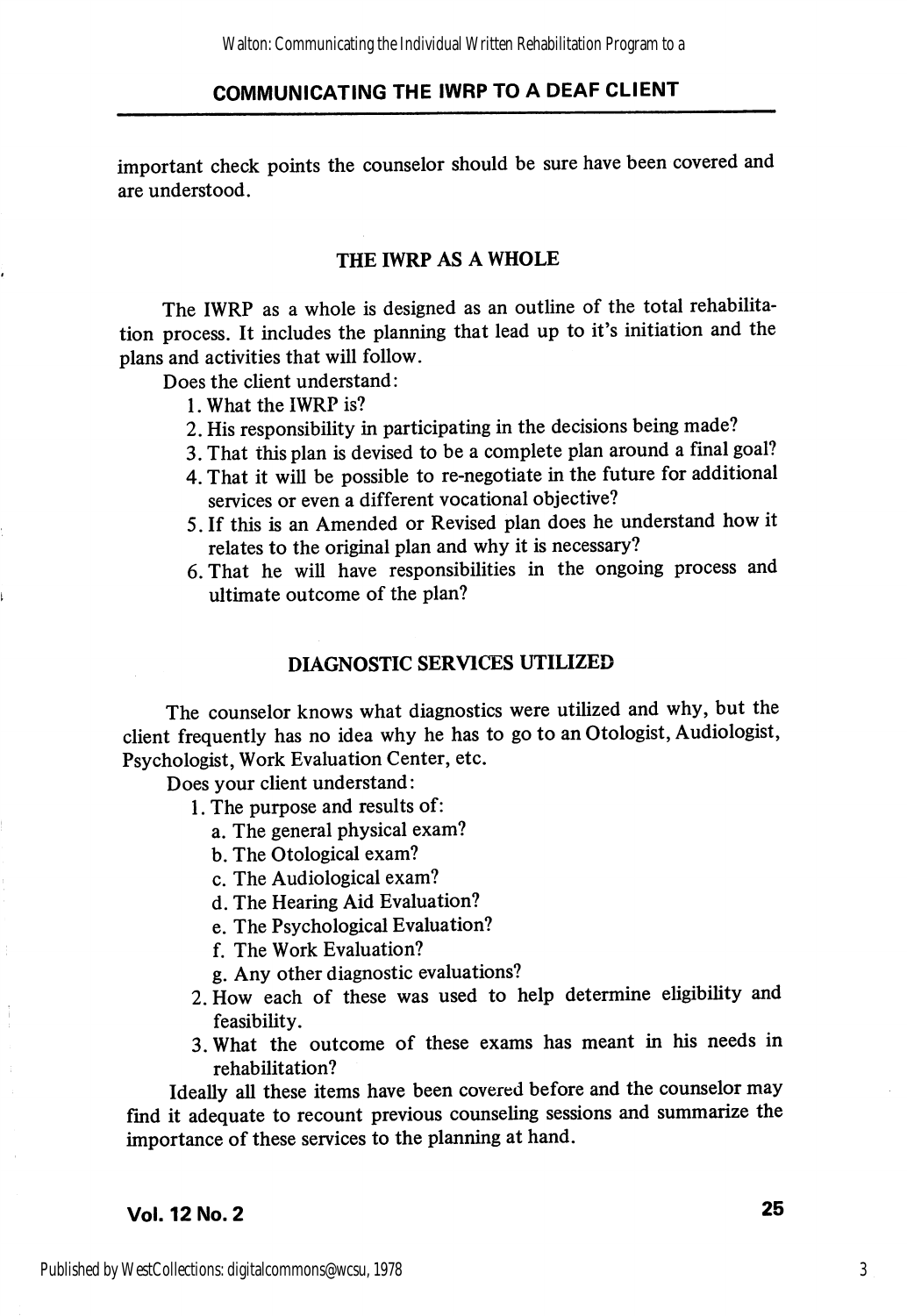important check points the counselor should be sure have been covered and are understood.

## THE IWRP AS A WHOLE

The IWRP as a whole is designed as an outline of the total rehabilitation process. It includes the planning that lead up to it's initiation and the plans and activities that will follow.

Does the client understand:

1. What the IWRP is?
2. His responsibility in participating in the decisions being made?
3. That this plan is devised to be a complete plan around a final goal?
4. That it will be possible to re-negotiate in the future for additional services or even a different vocational objective?
5. If this is an Amended or Revised plan does he understand how it relates to the original plan and why it is necessary?
6. That he will have responsibilities in the ongoing process and ultimate outcome of the plan?

## DIAGNOSTIC SERVICES UTILIZED

The counselor knows what diagnostics were utilized and why, but the client frequently has no idea why he has to go to an Otologist, Audiologist, Psychologist, Work Evaluation Center, etc.

Does your client understand:

1. The purpose and results of:
   a. The general physical exam?
   b. The Otological exam?
   c. The Audiological exam?
   d. The Hearing Aid Evaluation?
   e. The Psychological Evaluation?
   f. The Work Evaluation?
   g. Any other diagnostic evaluations?
2. How each of these was used to help determine eligibility and feasibility.
3. What the outcome of these exams has meant in his needs in rehabilitation?

Ideally all these items have been covered before and the counselor may find it adequate to recount previous counseling sessions and summarize the importance of these services to the planning at hand.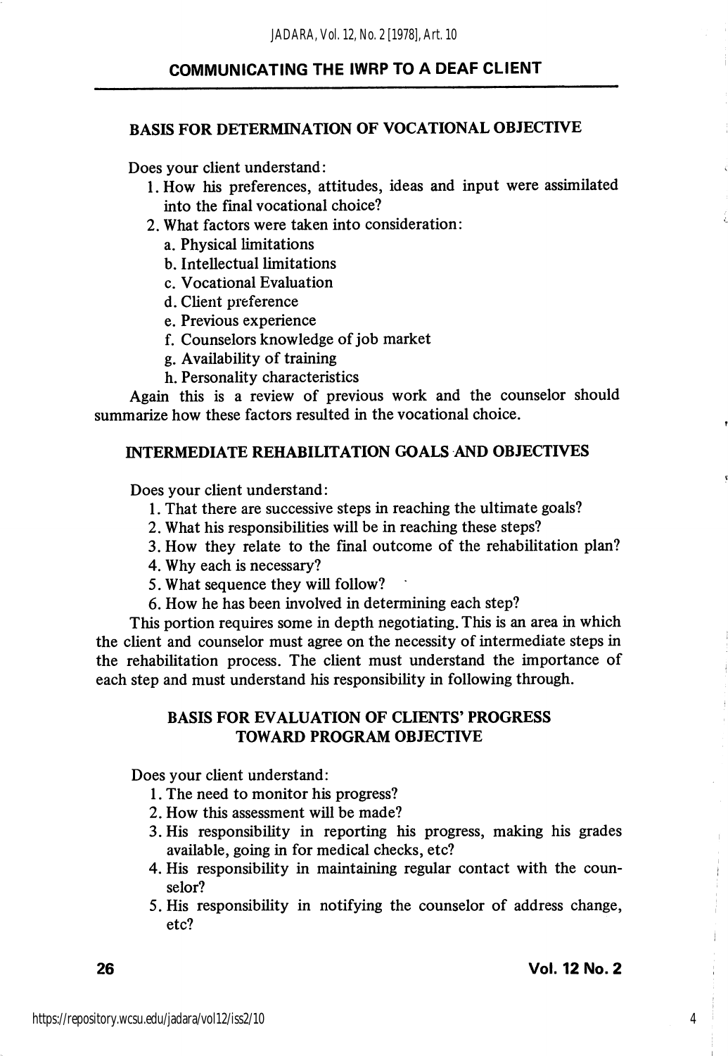### BASIS FOR DETERMINATION OF VOCATIONAL OBJECTIVE

Does your client understand:

1. How his preferences, attitudes, ideas and input were assimilated into the final vocational choice?
2. What factors were taken into consideration:
   a. Physical limitations
   b. Intellectual limitations
   c. Vocational Evaluation
   d. Client preference
   e. Previous experience
   f. Counselors knowledge of job market
   g. Availability of training
   h. Personality characteristics

Again this is a review of previous work and the counselor should summarize how these factors resulted in the vocational choice.

### INTERMEDIATE REHABILITATION GOALS AND OBJECTIVES

Does your client understand:

1. That there are successive steps in reaching the ultimate goals?
2. What his responsibilities will be in reaching these steps?
3. How they relate to the final outcome of the rehabilitation plan?
4. Why each is necessary?
5. What sequence they will follow?
6. How he has been involved in determining each step?

This portion requires some in depth negotiating. This is an area in which the client and counselor must agree on the necessity of intermediate steps in the rehabilitation process. The client must understand the importance of each step and must understand his responsibility in following through.

### BASIS FOR EVALUATION OF CLIENTS' PROGRESS TOWARD PROGRAM OBJECTIVE

Does your client understand:

1. The need to monitor his progress?
2. How this assessment will be made?
3. His responsibility in reporting his progress, making his grades available, going in for medical checks, etc?
4. His responsibility in maintaining regular contact with the counselor?
5. His responsibility in notifying the counselor of address change, etc?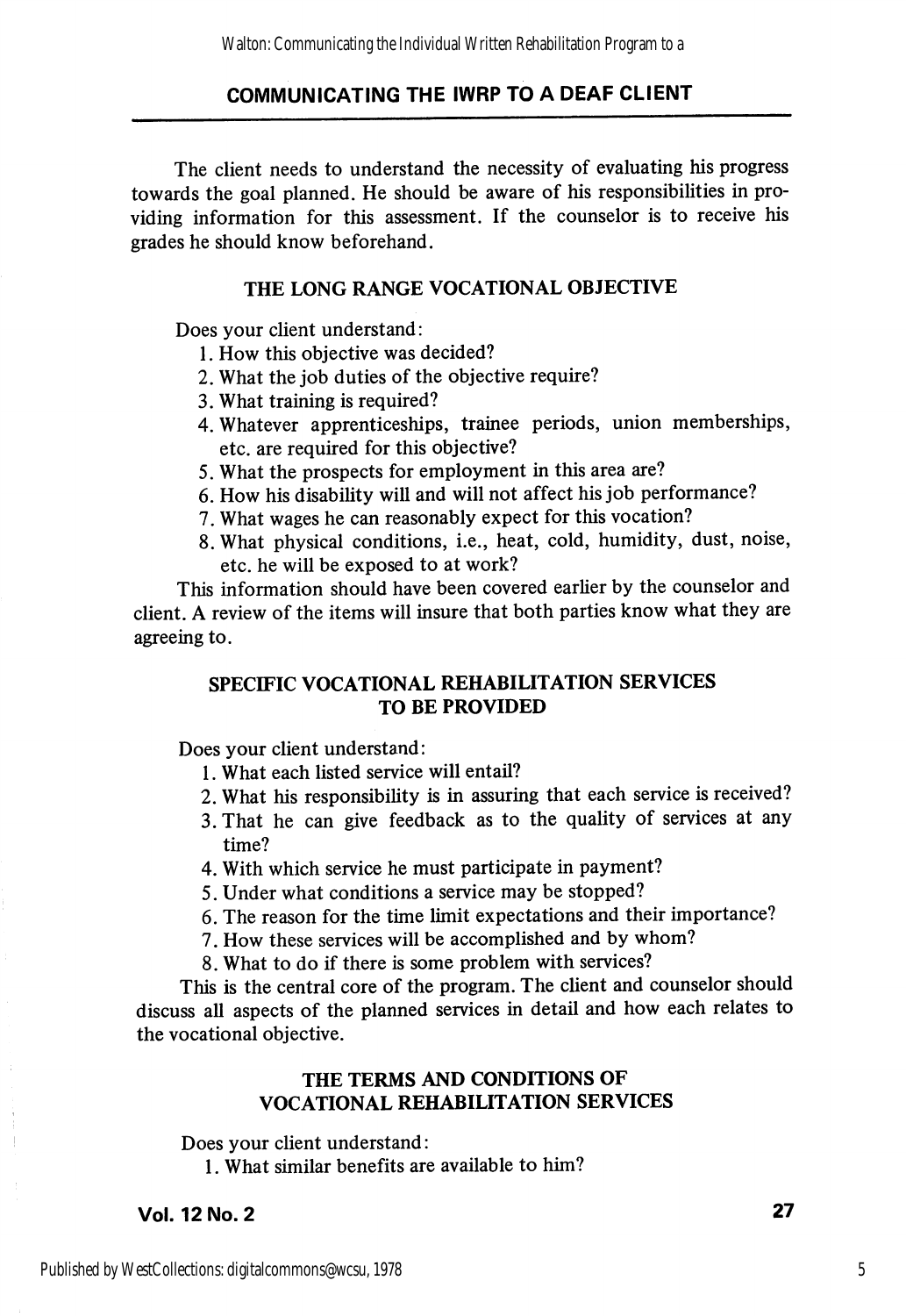The client needs to understand the necessity of evaluating his progress towards the goal planned. He should be aware of his responsibilities in providing information for this assessment. If the counselor is to receive his grades he should know beforehand.

### THE LONG RANGE VOCATIONAL OBJECTIVE

Does your client understand:

1. How this objective was decided?
2. What the job duties of the objective require?
3. What training is required?
4. Whatever apprenticeships, trainee periods, union memberships, etc. are required for this objective?
5. What the prospects for employment in this area are?
6. How his disability will and will not affect his job performance?
7. What wages he can reasonably expect for this vocation?
8. What physical conditions, i.e., heat, cold, humidity, dust, noise, etc. he will be exposed to at work?

This information should have been covered earlier by the counselor and client. A review of the items will insure that both parties know what they are agreeing to.

### SPECIFIC VOCATIONAL REHABILITATION SERVICES TO BE PROVIDED

Does your client understand:

1. What each listed service will entail?
2. What his responsibility is in assuring that each service is received?
3. That he can give feedback as to the quality of services at any time?
4. With which service he must participate in payment?
5. Under what conditions a service may be stopped?
6. The reason for the time limit expectations and their importance?
7. How these services will be accomplished and by whom?
8. What to do if there is some problem with services?

This is the central core of the program. The client and counselor should discuss all aspects of the planned services in detail and how each relates to the vocational objective.

### THE TERMS AND CONDITIONS OF VOCATIONAL REHABILITATION SERVICES

Does your client understand:

1. What similar benefits are available to him?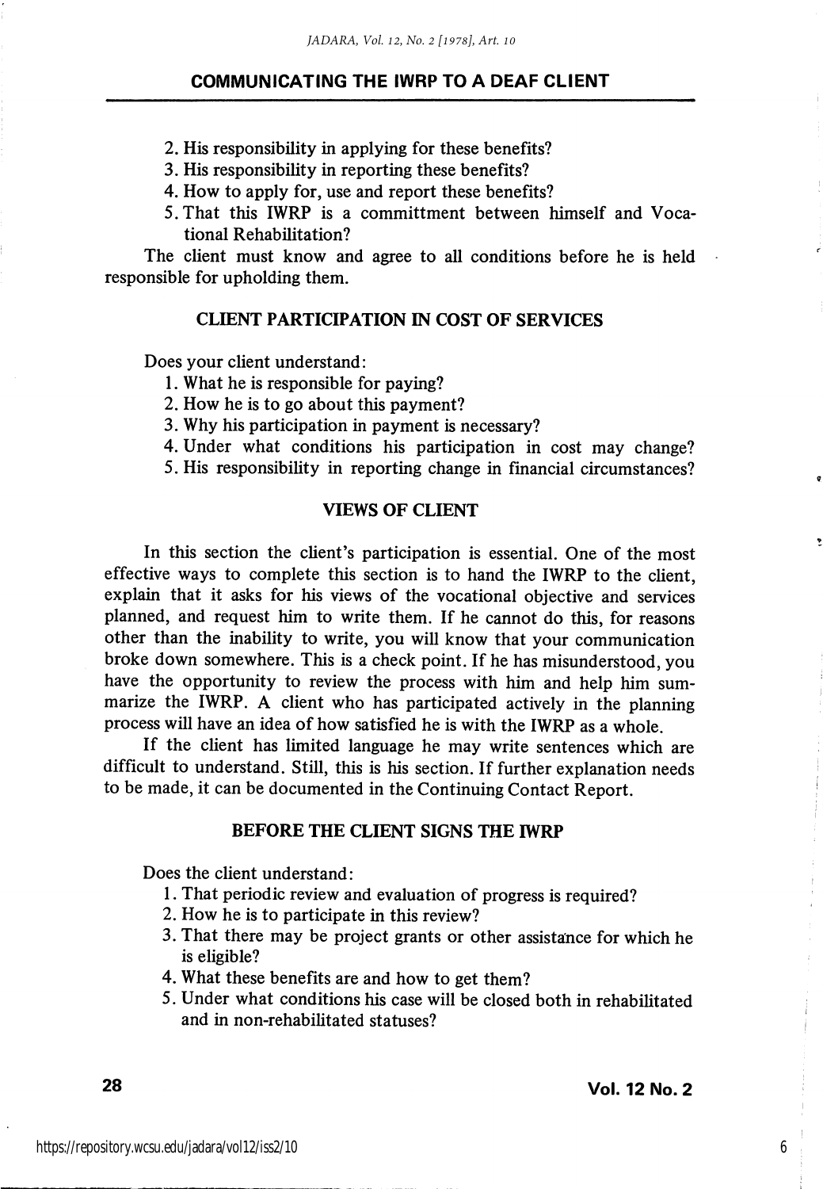2. His responsibility in applying for these benefits?
3. His responsibility in reporting these benefits?
4. How to apply for, use and report these benefits?
5. That this IWRP is a committment between himself and Vocational Rehabilitation?

The client must know and agree to all conditions before he is held responsible for upholding them.

## CLIENT PARTICIPATION IN COST OF SERVICES

Does your client understand:

1. What he is responsible for paying?
2. How he is to go about this payment?
3. Why his participation in payment is necessary?
4. Under what conditions his participation in cost may change?
5. His responsibility in reporting change in financial circumstances?

## VIEWS OF CLIENT

In this section the client's participation is essential. One of the most effective ways to complete this section is to hand the IWRP to the client, explain that it asks for his views of the vocational objective and services planned, and request him to write them. If he cannot do this, for reasons other than the inability to write, you will know that your communication broke down somewhere. This is a check point. If he has misunderstood, you have the opportunity to review the process with him and help him summarize the IWRP. A client who has participated actively in the planning process will have an idea of how satisfied he is with the IWRP as a whole.

If the client has limited language he may write sentences which are difficult to understand. Still, this is his section. If further explanation needs to be made, it can be documented in the Continuing Contact Report.

## BEFORE THE CLIENT SIGNS THE IWRP

Does the client understand:

1. That periodic review and evaluation of progress is required?
2. How he is to participate in this review?
3. That there may be project grants or other assistance for which he is eligible?
4. What these benefits are and how to get them?
5. Under what conditions his case will be closed both in rehabilitated and in non-rehabilitated statuses?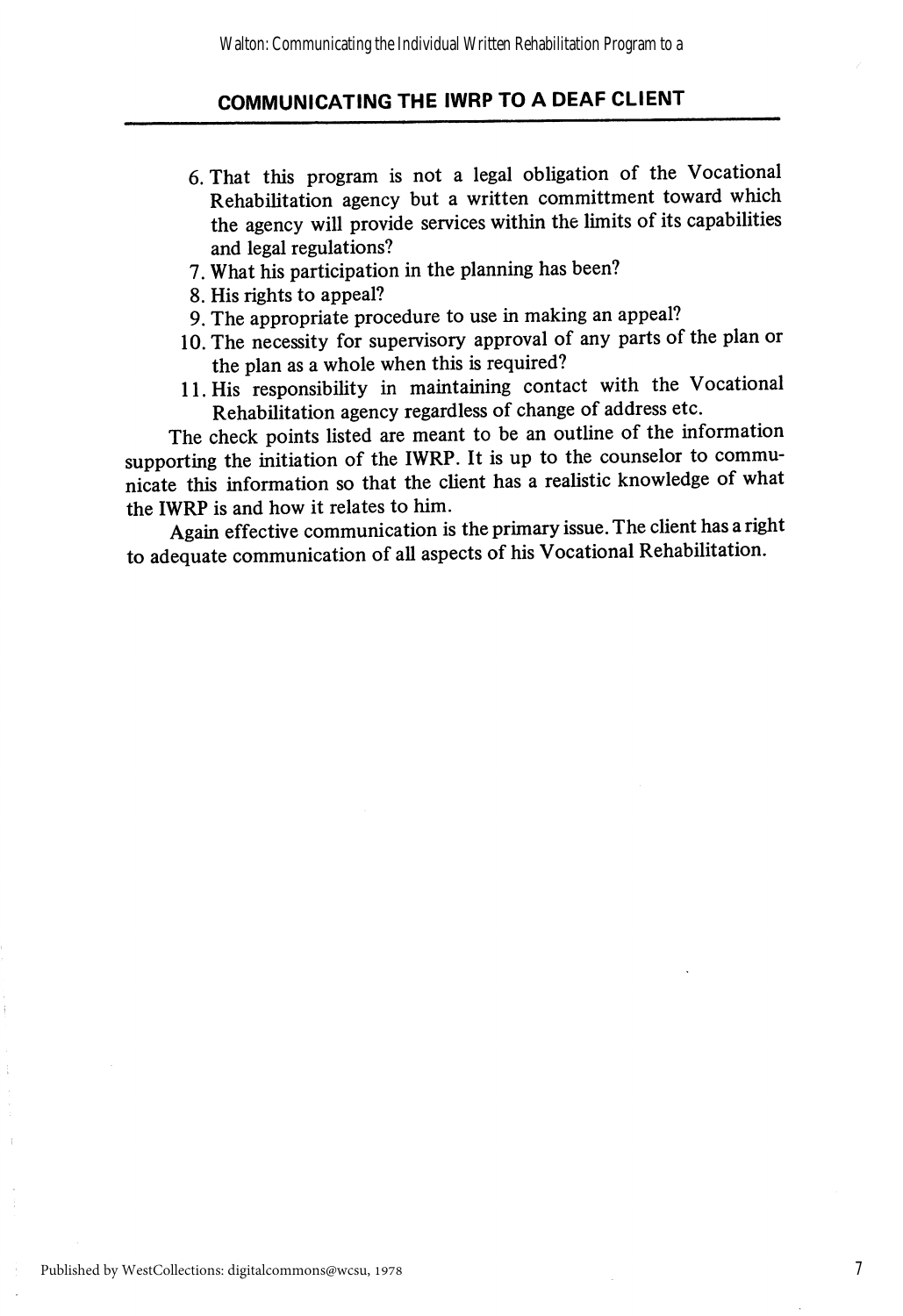6. That this program is not a legal obligation of the Vocational Rehabilitation agency but a written committment toward which the agency will provide services within the limits of its capabilities and legal regulations?
7. What his participation in the planning has been?
8. His rights to appeal?
9. The appropriate procedure to use in making an appeal?
10. The necessity for supervisory approval of any parts of the plan or the plan as a whole when this is required?
11. His responsibility in maintaining contact with the Vocational Rehabilitation agency regardless of change of address etc.

The check points listed are meant to be an outline of the information supporting the initiation of the IWRP. It is up to the counselor to communicate this information so that the client has a realistic knowledge of what the IWRP is and how it relates to him.

Again effective communication is the primary issue. The client has a right to adequate communication of all aspects of his Vocational Rehabilitation.